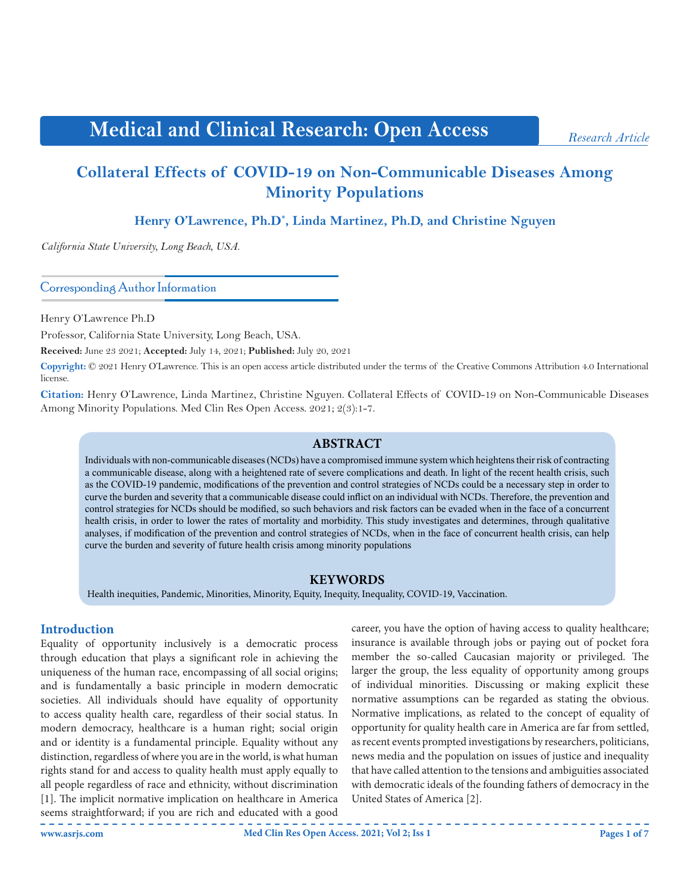Medical and Clinical Research: Open Access

*Research Article*

# Collateral Effects of COVID-19 on Non-Communicable Diseases Among Minority Populations

**Henry O'Lawrence, Ph.D*, Linda Martinez, Ph.D, and Christine Nguyen**

*California State University, Long Beach, USA.*

## Corresponding Author Information

Henry O'Lawrence Ph.D

Professor, California State University, Long Beach, USA.

**Received:** June 23 2021; **Accepted:** July 14, 2021; **Published:** July 20, 2021

**Copyright:** © 2021 Henry O'Lawrence. This is an open access article distributed under the terms of the Creative Commons Attribution 4.0 International license.

**Citation:** Henry O'Lawrence, Linda Martinez, Christine Nguyen. Collateral Effects of COVID-19 on Non-Communicable Diseases Among Minority Populations. Med Clin Res Open Access. 2021; 2(3):1-7.

## ABSTRACT

Individuals with non-communicable diseases (NCDs) have a compromised immune system which heightens their risk of contracting a communicable disease, along with a heightened rate of severe complications and death. In light of the recent health crisis, such as the COVID-19 pandemic, modifications of the prevention and control strategies of NCDs could be a necessary step in order to curve the burden and severity that a communicable disease could inflict on an individual with NCDs. Therefore, the prevention and control strategies for NCDs should be modified, so such behaviors and risk factors can be evaded when in the face of a concurrent health crisis, in order to lower the rates of mortality and morbidity. This study investigates and determines, through qualitative analyses, if modification of the prevention and control strategies of NCDs, when in the face of concurrent health crisis, can help curve the burden and severity of future health crisis among minority populations

## KEYWORDS

Health inequities, Pandemic, Minorities, Minority, Equity, Inequity, Inequality, COVID-19, Vaccination.

## Introduction

Equality of opportunity inclusively is a democratic process through education that plays a significant role in achieving the uniqueness of the human race, encompassing of all social origins; and is fundamentally a basic principle in modern democratic societies. All individuals should have equality of opportunity to access quality health care, regardless of their social status. In modern democracy, healthcare is a human right; social origin and or identity is a fundamental principle. Equality without any distinction, regardless of where you are in the world, is what human rights stand for and access to quality health must apply equally to all people regardless of race and ethnicity, without discrimination [1]. The implicit normative implication on healthcare in America seems straightforward; if you are rich and educated with a good career, you have the option of having access to quality healthcare; insurance is available through jobs or paying out of pocket fora member the so-called Caucasian majority or privileged. The larger the group, the less equality of opportunity among groups of individual minorities. Discussing or making explicit these normative assumptions can be regarded as stating the obvious. Normative implications, as related to the concept of equality of opportunity for quality health care in America are far from settled, as recent events prompted investigations by researchers, politicians, news media and the population on issues of justice and inequality that have called attention to the tensions and ambiguities associated with democratic ideals of the founding fathers of democracy in the United States of America [2].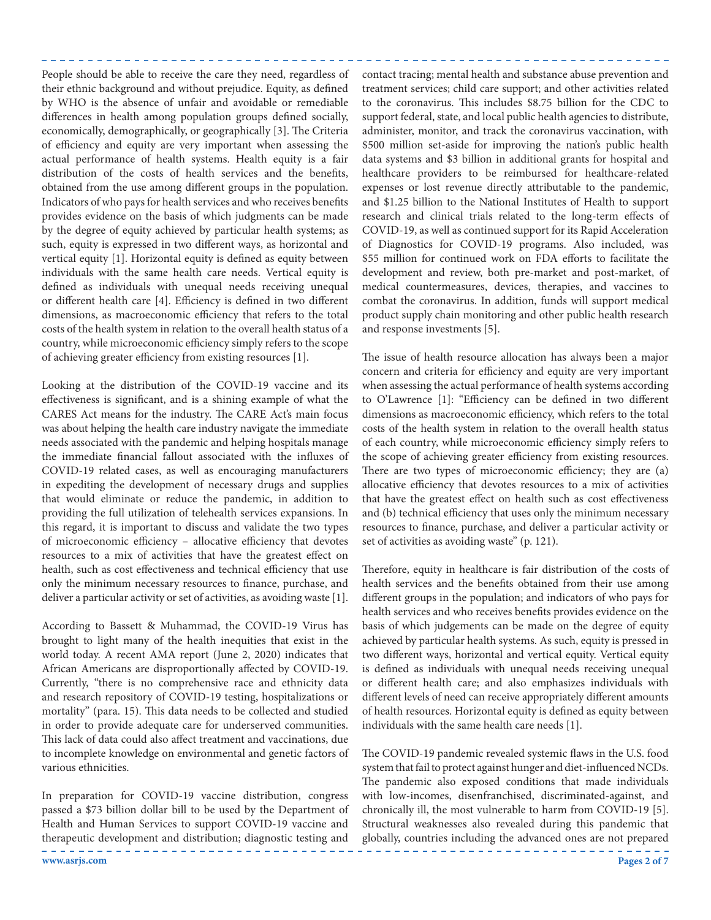People should be able to receive the care they need, regardless of their ethnic background and without prejudice. Equity, as defined by WHO is the absence of unfair and avoidable or remediable differences in health among population groups defined socially, economically, demographically, or geographically [3]. The Criteria of efficiency and equity are very important when assessing the actual performance of health systems. Health equity is a fair distribution of the costs of health services and the benefits, obtained from the use among different groups in the population. Indicators of who pays for health services and who receives benefits provides evidence on the basis of which judgments can be made by the degree of equity achieved by particular health systems; as such, equity is expressed in two different ways, as horizontal and vertical equity [1]. Horizontal equity is defined as equity between individuals with the same health care needs. Vertical equity is defined as individuals with unequal needs receiving unequal or different health care [4]. Efficiency is defined in two different dimensions, as macroeconomic efficiency that refers to the total costs of the health system in relation to the overall health status of a country, while microeconomic efficiency simply refers to the scope of achieving greater efficiency from existing resources [1].

Looking at the distribution of the COVID-19 vaccine and its effectiveness is significant, and is a shining example of what the CARES Act means for the industry. The CARE Act's main focus was about helping the health care industry navigate the immediate needs associated with the pandemic and helping hospitals manage the immediate financial fallout associated with the influxes of COVID-19 related cases, as well as encouraging manufacturers in expediting the development of necessary drugs and supplies that would eliminate or reduce the pandemic, in addition to providing the full utilization of telehealth services expansions. In this regard, it is important to discuss and validate the two types of microeconomic efficiency – allocative efficiency that devotes resources to a mix of activities that have the greatest effect on health, such as cost effectiveness and technical efficiency that use only the minimum necessary resources to finance, purchase, and deliver a particular activity or set of activities, as avoiding waste [1].

According to Bassett & Muhammad, the COVID-19 Virus has brought to light many of the health inequities that exist in the world today. A recent AMA report (June 2, 2020) indicates that African Americans are disproportionally affected by COVID-19. Currently, "there is no comprehensive race and ethnicity data and research repository of COVID-19 testing, hospitalizations or mortality" (para. 15). This data needs to be collected and studied in order to provide adequate care for underserved communities. This lack of data could also affect treatment and vaccinations, due to incomplete knowledge on environmental and genetic factors of various ethnicities.

In preparation for COVID-19 vaccine distribution, congress passed a $73 billion dollar bill to be used by the Department of Health and Human Services to support COVID-19 vaccine and therapeutic development and distribution; diagnostic testing and contact tracing; mental health and substance abuse prevention and treatment services; child care support; and other activities related to the coronavirus. This includes $8.75 billion for the CDC to support federal, state, and local public health agencies to distribute, administer, monitor, and track the coronavirus vaccination, with $500 million set-aside for improving the nation's public health data systems and $3 billion in additional grants for hospital and healthcare providers to be reimbursed for healthcare-related expenses or lost revenue directly attributable to the pandemic, and $1.25 billion to the National Institutes of Health to support research and clinical trials related to the long-term effects of COVID-19, as well as continued support for its Rapid Acceleration of Diagnostics for COVID-19 programs. Also included, was $55 million for continued work on FDA efforts to facilitate the development and review, both pre-market and post-market, of medical countermeasures, devices, therapies, and vaccines to combat the coronavirus. In addition, funds will support medical product supply chain monitoring and other public health research and response investments [5].

The issue of health resource allocation has always been a major concern and criteria for efficiency and equity are very important when assessing the actual performance of health systems according to O'Lawrence [1]: "Efficiency can be defined in two different dimensions as macroeconomic efficiency, which refers to the total costs of the health system in relation to the overall health status of each country, while microeconomic efficiency simply refers to the scope of achieving greater efficiency from existing resources. There are two types of microeconomic efficiency; they are (a) allocative efficiency that devotes resources to a mix of activities that have the greatest effect on health such as cost effectiveness and (b) technical efficiency that uses only the minimum necessary resources to finance, purchase, and deliver a particular activity or set of activities as avoiding waste" (p. 121).

Therefore, equity in healthcare is fair distribution of the costs of health services and the benefits obtained from their use among different groups in the population; and indicators of who pays for health services and who receives benefits provides evidence on the basis of which judgements can be made on the degree of equity achieved by particular health systems. As such, equity is pressed in two different ways, horizontal and vertical equity. Vertical equity is defined as individuals with unequal needs receiving unequal or different health care; and also emphasizes individuals with different levels of need can receive appropriately different amounts of health resources. Horizontal equity is defined as equity between individuals with the same health care needs [1].

The COVID-19 pandemic revealed systemic flaws in the U.S. food system that fail to protect against hunger and diet-influenced NCDs. The pandemic also exposed conditions that made individuals with low-incomes, disenfranchised, discriminated-against, and chronically ill, the most vulnerable to harm from COVID-19 [5]. Structural weaknesses also revealed during this pandemic that globally, countries including the advanced ones are not prepared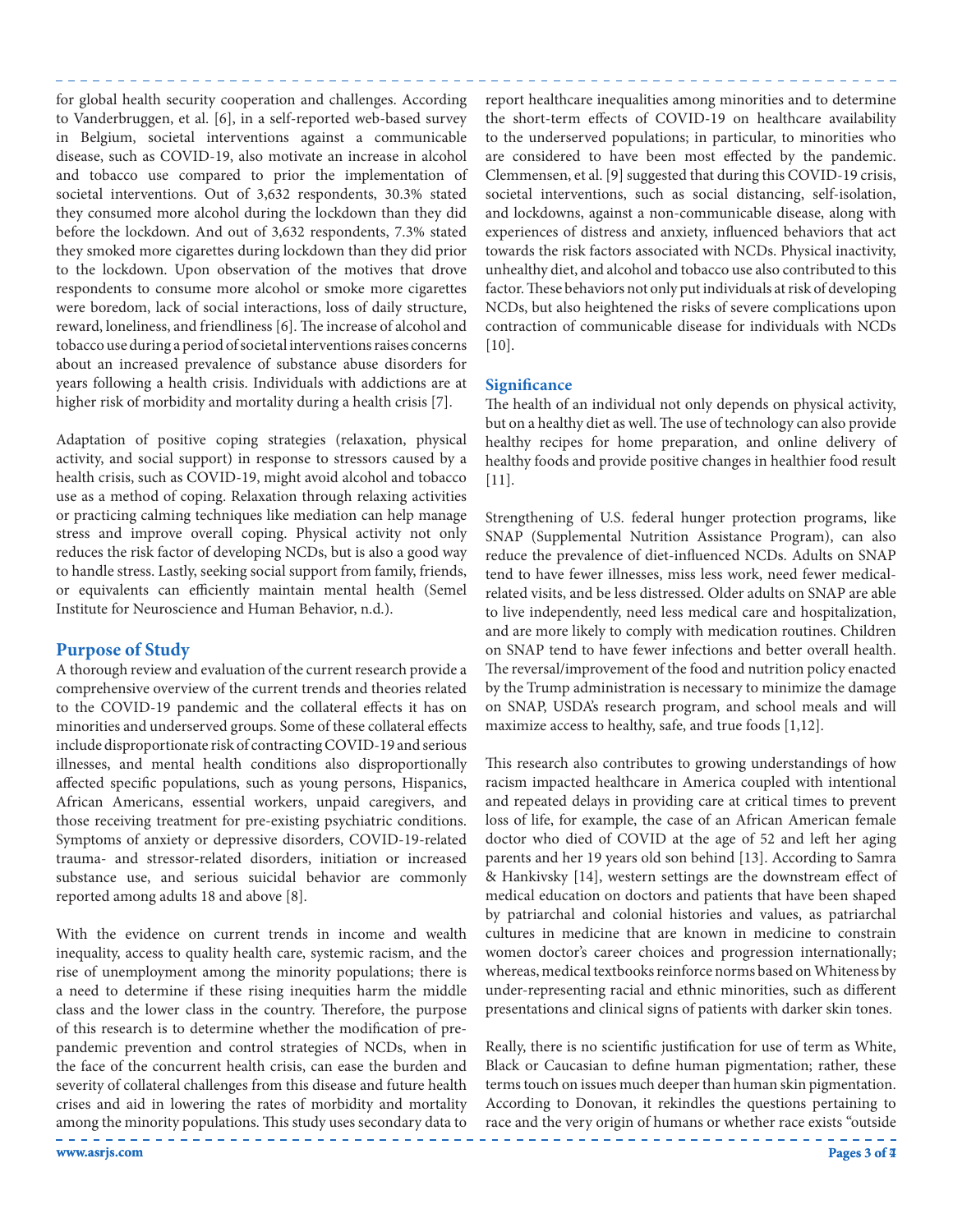for global health security cooperation and challenges. According to Vanderbruggen, et al. [6], in a self-reported web-based survey in Belgium, societal interventions against a communicable disease, such as COVID-19, also motivate an increase in alcohol and tobacco use compared to prior the implementation of societal interventions. Out of 3,632 respondents, 30.3% stated they consumed more alcohol during the lockdown than they did before the lockdown. And out of 3,632 respondents, 7.3% stated they smoked more cigarettes during lockdown than they did prior to the lockdown. Upon observation of the motives that drove respondents to consume more alcohol or smoke more cigarettes were boredom, lack of social interactions, loss of daily structure, reward, loneliness, and friendliness [6]. The increase of alcohol and tobacco use during a period of societal interventions raises concerns about an increased prevalence of substance abuse disorders for years following a health crisis. Individuals with addictions are at higher risk of morbidity and mortality during a health crisis [7].

Adaptation of positive coping strategies (relaxation, physical activity, and social support) in response to stressors caused by a health crisis, such as COVID-19, might avoid alcohol and tobacco use as a method of coping. Relaxation through relaxing activities or practicing calming techniques like mediation can help manage stress and improve overall coping. Physical activity not only reduces the risk factor of developing NCDs, but is also a good way to handle stress. Lastly, seeking social support from family, friends, or equivalents can efficiently maintain mental health (Semel Institute for Neuroscience and Human Behavior, n.d.).

## Purpose of Study

A thorough review and evaluation of the current research provide a comprehensive overview of the current trends and theories related to the COVID-19 pandemic and the collateral effects it has on minorities and underserved groups. Some of these collateral effects include disproportionate risk of contracting COVID-19 and serious illnesses, and mental health conditions also disproportionally affected specific populations, such as young persons, Hispanics, African Americans, essential workers, unpaid caregivers, and those receiving treatment for pre-existing psychiatric conditions. Symptoms of anxiety or depressive disorders, COVID-19-related trauma- and stressor-related disorders, initiation or increased substance use, and serious suicidal behavior are commonly reported among adults 18 and above [8].

With the evidence on current trends in income and wealth inequality, access to quality health care, systemic racism, and the rise of unemployment among the minority populations; there is a need to determine if these rising inequities harm the middle class and the lower class in the country. Therefore, the purpose of this research is to determine whether the modification of pre-pandemic prevention and control strategies of NCDs, when in the face of the concurrent health crisis, can ease the burden and severity of collateral challenges from this disease and future health crises and aid in lowering the rates of morbidity and mortality among the minority populations. This study uses secondary data to report healthcare inequalities among minorities and to determine the short-term effects of COVID-19 on healthcare availability to the underserved populations; in particular, to minorities who are considered to have been most effected by the pandemic. Clemmensen, et al. [9] suggested that during this COVID-19 crisis, societal interventions, such as social distancing, self-isolation, and lockdowns, against a non-communicable disease, along with experiences of distress and anxiety, influenced behaviors that act towards the risk factors associated with NCDs. Physical inactivity, unhealthy diet, and alcohol and tobacco use also contributed to this factor. These behaviors not only put individuals at risk of developing NCDs, but also heightened the risks of severe complications upon contraction of communicable disease for individuals with NCDs [10].

### Significance

The health of an individual not only depends on physical activity, but on a healthy diet as well. The use of technology can also provide healthy recipes for home preparation, and online delivery of healthy foods and provide positive changes in healthier food result [11].

Strengthening of U.S. federal hunger protection programs, like SNAP (Supplemental Nutrition Assistance Program), can also reduce the prevalence of diet-influenced NCDs. Adults on SNAP tend to have fewer illnesses, miss less work, need fewer medical-related visits, and be less distressed. Older adults on SNAP are able to live independently, need less medical care and hospitalization, and are more likely to comply with medication routines. Children on SNAP tend to have fewer infections and better overall health. The reversal/improvement of the food and nutrition policy enacted by the Trump administration is necessary to minimize the damage on SNAP, USDA's research program, and school meals and will maximize access to healthy, safe, and true foods [1,12].

This research also contributes to growing understandings of how racism impacted healthcare in America coupled with intentional and repeated delays in providing care at critical times to prevent loss of life, for example, the case of an African American female doctor who died of COVID at the age of 52 and left her aging parents and her 19 years old son behind [13]. According to Samra & Hankivsky [14], western settings are the downstream effect of medical education on doctors and patients that have been shaped by patriarchal and colonial histories and values, as patriarchal cultures in medicine that are known in medicine to constrain women doctor's career choices and progression internationally; whereas, medical textbooks reinforce norms based on Whiteness by under-representing racial and ethnic minorities, such as different presentations and clinical signs of patients with darker skin tones.

Really, there is no scientific justification for use of term as White, Black or Caucasian to define human pigmentation; rather, these terms touch on issues much deeper than human skin pigmentation. According to Donovan, it rekindles the questions pertaining to race and the very origin of humans or whether race exists "outside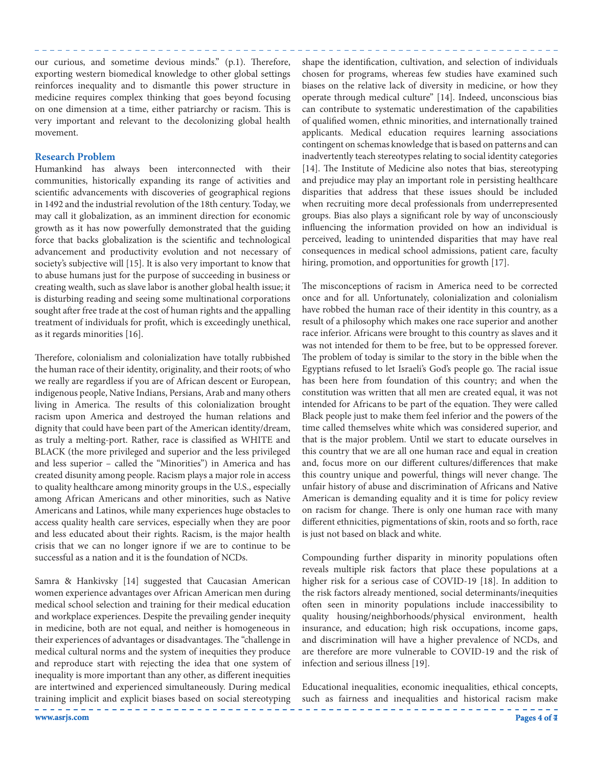our curious, and sometime devious minds." (p.1). Therefore, exporting western biomedical knowledge to other global settings reinforces inequality and to dismantle this power structure in medicine requires complex thinking that goes beyond focusing on one dimension at a time, either patriarchy or racism. This is very important and relevant to the decolonizing global health movement.

## Research Problem

Humankind has always been interconnected with their communities, historically expanding its range of activities and scientific advancements with discoveries of geographical regions in 1492 and the industrial revolution of the 18th century. Today, we may call it globalization, as an imminent direction for economic growth as it has now powerfully demonstrated that the guiding force that backs globalization is the scientific and technological advancement and productivity evolution and not necessary of society's subjective will [15]. It is also very important to know that to abuse humans just for the purpose of succeeding in business or creating wealth, such as slave labor is another global health issue; it is disturbing reading and seeing some multinational corporations sought after free trade at the cost of human rights and the appalling treatment of individuals for profit, which is exceedingly unethical, as it regards minorities [16].

Therefore, colonialism and colonialization have totally rubbished the human race of their identity, originality, and their roots; of who we really are regardless if you are of African descent or European, indigenous people, Native Indians, Persians, Arab and many others living in America. The results of this colonialization brought racism upon America and destroyed the human relations and dignity that could have been part of the American identity/dream, as truly a melting-port. Rather, race is classified as WHITE and BLACK (the more privileged and superior and the less privileged and less superior – called the "Minorities") in America and has created disunity among people. Racism plays a major role in access to quality healthcare among minority groups in the U.S., especially among African Americans and other minorities, such as Native Americans and Latinos, while many experiences huge obstacles to access quality health care services, especially when they are poor and less educated about their rights. Racism, is the major health crisis that we can no longer ignore if we are to continue to be successful as a nation and it is the foundation of NCDs.

Samra & Hankivsky [14] suggested that Caucasian American women experience advantages over African American men during medical school selection and training for their medical education and workplace experiences. Despite the prevailing gender inequity in medicine, both are not equal, and neither is homogeneous in their experiences of advantages or disadvantages. The "challenge in medical cultural norms and the system of inequities they produce and reproduce start with rejecting the idea that one system of inequality is more important than any other, as different inequities are intertwined and experienced simultaneously. During medical training implicit and explicit biases based on social stereotyping shape the identification, cultivation, and selection of individuals chosen for programs, whereas few studies have examined such biases on the relative lack of diversity in medicine, or how they operate through medical culture" [14]. Indeed, unconscious bias can contribute to systematic underestimation of the capabilities of qualified women, ethnic minorities, and internationally trained applicants. Medical education requires learning associations contingent on schemas knowledge that is based on patterns and can inadvertently teach stereotypes relating to social identity categories [14]. The Institute of Medicine also notes that bias, stereotyping and prejudice may play an important role in persisting healthcare disparities that address that these issues should be included when recruiting more decal professionals from underrepresented groups. Bias also plays a significant role by way of unconsciously influencing the information provided on how an individual is perceived, leading to unintended disparities that may have real consequences in medical school admissions, patient care, faculty hiring, promotion, and opportunities for growth [17].

The misconceptions of racism in America need to be corrected once and for all. Unfortunately, colonialization and colonialism have robbed the human race of their identity in this country, as a result of a philosophy which makes one race superior and another race inferior. Africans were brought to this country as slaves and it was not intended for them to be free, but to be oppressed forever. The problem of today is similar to the story in the bible when the Egyptians refused to let Israeli's God's people go. The racial issue has been here from foundation of this country; and when the constitution was written that all men are created equal, it was not intended for Africans to be part of the equation. They were called Black people just to make them feel inferior and the powers of the time called themselves white which was considered superior, and that is the major problem. Until we start to educate ourselves in this country that we are all one human race and equal in creation and, focus more on our different cultures/differences that make this country unique and powerful, things will never change. The unfair history of abuse and discrimination of Africans and Native American is demanding equality and it is time for policy review on racism for change. There is only one human race with many different ethnicities, pigmentations of skin, roots and so forth, race is just not based on black and white.

Compounding further disparity in minority populations often reveals multiple risk factors that place these populations at a higher risk for a serious case of COVID-19 [18]. In addition to the risk factors already mentioned, social determinants/inequities often seen in minority populations include inaccessibility to quality housing/neighborhoods/physical environment, health insurance, and education; high risk occupations, income gaps, and discrimination will have a higher prevalence of NCDs, and are therefore are more vulnerable to COVID-19 and the risk of infection and serious illness [19].

Educational inequalities, economic inequalities, ethical concepts, such as fairness and inequalities and historical racism make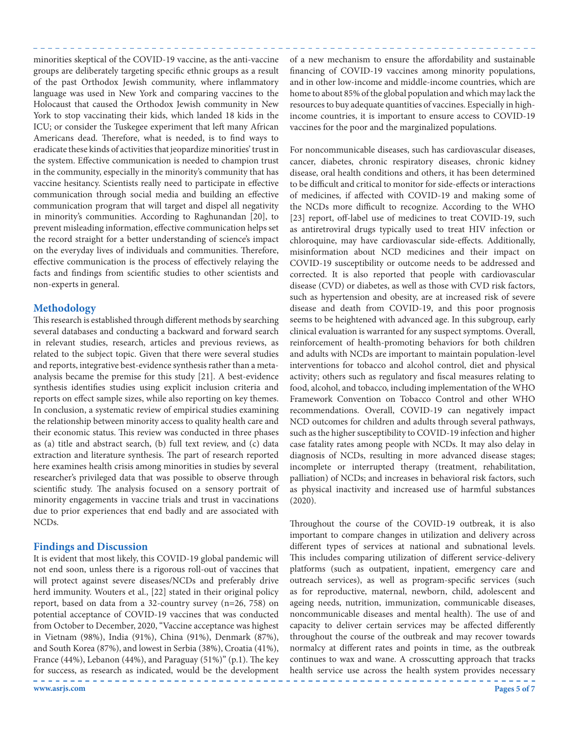minorities skeptical of the COVID-19 vaccine, as the anti-vaccine groups are deliberately targeting specific ethnic groups as a result of the past Orthodox Jewish community, where inflammatory language was used in New York and comparing vaccines to the Holocaust that caused the Orthodox Jewish community in New York to stop vaccinating their kids, which landed 18 kids in the ICU; or consider the Tuskegee experiment that left many African Americans dead. Therefore, what is needed, is to find ways to eradicate these kinds of activities that jeopardize minorities' trust in the system. Effective communication is needed to champion trust in the community, especially in the minority's community that has vaccine hesitancy. Scientists really need to participate in effective communication through social media and building an effective communication program that will target and dispel all negativity in minority's communities. According to Raghunandan [20], to prevent misleading information, effective communication helps set the record straight for a better understanding of science's impact on the everyday lives of individuals and communities. Therefore, effective communication is the process of effectively relaying the facts and findings from scientific studies to other scientists and non-experts in general.

## Methodology

This research is established through different methods by searching several databases and conducting a backward and forward search in relevant studies, research, articles and previous reviews, as related to the subject topic. Given that there were several studies and reports, integrative best-evidence synthesis rather than a meta-analysis became the premise for this study [21]. A best-evidence synthesis identifies studies using explicit inclusion criteria and reports on effect sample sizes, while also reporting on key themes. In conclusion, a systematic review of empirical studies examining the relationship between minority access to quality health care and their economic status. This review was conducted in three phases as (a) title and abstract search, (b) full text review, and (c) data extraction and literature synthesis. The part of research reported here examines health crisis among minorities in studies by several researcher's privileged data that was possible to observe through scientific study. The analysis focused on a sensory portrait of minority engagements in vaccine trials and trust in vaccinations due to prior experiences that end badly and are associated with NCDs.

## Findings and Discussion

It is evident that most likely, this COVID-19 global pandemic will not end soon, unless there is a rigorous roll-out of vaccines that will protect against severe diseases/NCDs and preferably drive herd immunity. Wouters et al., [22] stated in their original policy report, based on data from a 32-country survey (n=26, 758) on potential acceptance of COVID-19 vaccines that was conducted from October to December, 2020, "Vaccine acceptance was highest in Vietnam (98%), India (91%), China (91%), Denmark (87%), and South Korea (87%), and lowest in Serbia (38%), Croatia (41%), France (44%), Lebanon (44%), and Paraguay (51%)" (p.1). The key for success, as research as indicated, would be the development of a new mechanism to ensure the affordability and sustainable financing of COVID-19 vaccines among minority populations, and in other low-income and middle-income countries, which are home to about 85% of the global population and which may lack the resources to buy adequate quantities of vaccines. Especially in high-income countries, it is important to ensure access to COVID-19 vaccines for the poor and the marginalized populations.

For noncommunicable diseases, such has cardiovascular diseases, cancer, diabetes, chronic respiratory diseases, chronic kidney disease, oral health conditions and others, it has been determined to be difficult and critical to monitor for side-effects or interactions of medicines, if affected with COVID-19 and making some of the NCDs more difficult to recognize. According to the WHO [23] report, off-label use of medicines to treat COVID-19, such as antiretroviral drugs typically used to treat HIV infection or chloroquine, may have cardiovascular side-effects. Additionally, misinformation about NCD medicines and their impact on COVID-19 susceptibility or outcome needs to be addressed and corrected. It is also reported that people with cardiovascular disease (CVD) or diabetes, as well as those with CVD risk factors, such as hypertension and obesity, are at increased risk of severe disease and death from COVID-19, and this poor prognosis seems to be heightened with advanced age. In this subgroup, early clinical evaluation is warranted for any suspect symptoms. Overall, reinforcement of health-promoting behaviors for both children and adults with NCDs are important to maintain population-level interventions for tobacco and alcohol control, diet and physical activity; others such as regulatory and fiscal measures relating to food, alcohol, and tobacco, including implementation of the WHO Framework Convention on Tobacco Control and other WHO recommendations. Overall, COVID-19 can negatively impact NCD outcomes for children and adults through several pathways, such as the higher susceptibility to COVID-19 infection and higher case fatality rates among people with NCDs. It may also delay in diagnosis of NCDs, resulting in more advanced disease stages; incomplete or interrupted therapy (treatment, rehabilitation, palliation) of NCDs; and increases in behavioral risk factors, such as physical inactivity and increased use of harmful substances (2020).

Throughout the course of the COVID-19 outbreak, it is also important to compare changes in utilization and delivery across different types of services at national and subnational levels. This includes comparing utilization of different service-delivery platforms (such as outpatient, inpatient, emergency care and outreach services), as well as program-specific services (such as for reproductive, maternal, newborn, child, adolescent and ageing needs, nutrition, immunization, communicable diseases, noncommunicable diseases and mental health). The use of and capacity to deliver certain services may be affected differently throughout the course of the outbreak and may recover towards normalcy at different rates and points in time, as the outbreak continues to wax and wane. A crosscutting approach that tracks health service use across the health system provides necessary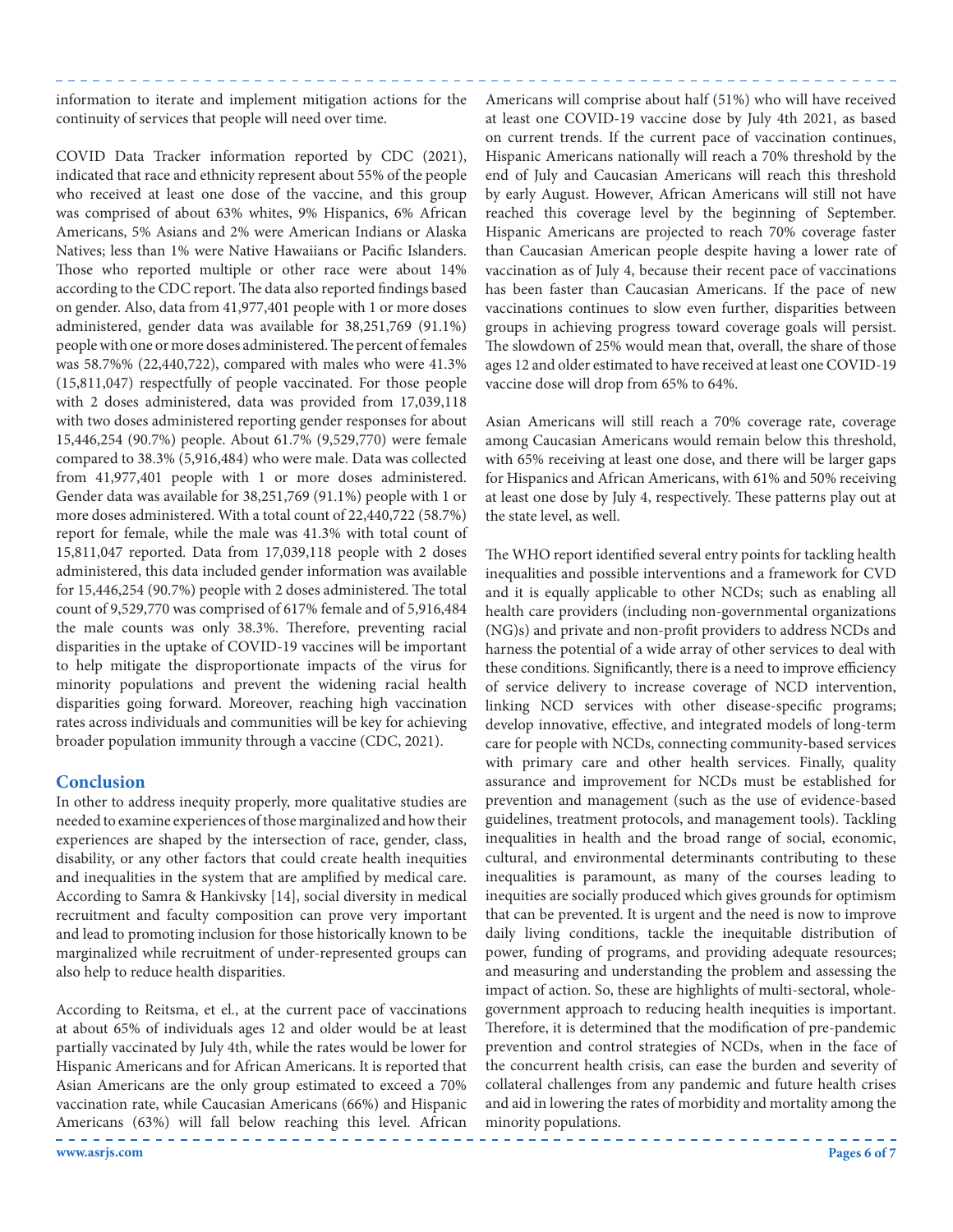information to iterate and implement mitigation actions for the continuity of services that people will need over time.

COVID Data Tracker information reported by CDC (2021), indicated that race and ethnicity represent about 55% of the people who received at least one dose of the vaccine, and this group was comprised of about 63% whites, 9% Hispanics, 6% African Americans, 5% Asians and 2% were American Indians or Alaska Natives; less than 1% were Native Hawaiians or Pacific Islanders. Those who reported multiple or other race were about 14% according to the CDC report. The data also reported findings based on gender. Also, data from 41,977,401 people with 1 or more doses administered, gender data was available for 38,251,769 (91.1%) people with one or more doses administered. The percent of females was 58.7%% (22,440,722), compared with males who were 41.3% (15,811,047) respectfully of people vaccinated. For those people with 2 doses administered, data was provided from 17,039,118 with two doses administered reporting gender responses for about 15,446,254 (90.7%) people. About 61.7% (9,529,770) were female compared to 38.3% (5,916,484) who were male. Data was collected from 41,977,401 people with 1 or more doses administered. Gender data was available for 38,251,769 (91.1%) people with 1 or more doses administered. With a total count of 22,440,722 (58.7%) report for female, while the male was 41.3% with total count of 15,811,047 reported. Data from 17,039,118 people with 2 doses administered, this data included gender information was available for 15,446,254 (90.7%) people with 2 doses administered. The total count of 9,529,770 was comprised of 617% female and of 5,916,484 the male counts was only 38.3%. Therefore, preventing racial disparities in the uptake of COVID-19 vaccines will be important to help mitigate the disproportionate impacts of the virus for minority populations and prevent the widening racial health disparities going forward. Moreover, reaching high vaccination rates across individuals and communities will be key for achieving broader population immunity through a vaccine (CDC, 2021).

## Conclusion

In other to address inequity properly, more qualitative studies are needed to examine experiences of those marginalized and how their experiences are shaped by the intersection of race, gender, class, disability, or any other factors that could create health inequities and inequalities in the system that are amplified by medical care. According to Samra & Hankivsky [14], social diversity in medical recruitment and faculty composition can prove very important and lead to promoting inclusion for those historically known to be marginalized while recruitment of under-represented groups can also help to reduce health disparities.

According to Reitsma, et el., at the current pace of vaccinations at about 65% of individuals ages 12 and older would be at least partially vaccinated by July 4th, while the rates would be lower for Hispanic Americans and for African Americans. It is reported that Asian Americans are the only group estimated to exceed a 70% vaccination rate, while Caucasian Americans (66%) and Hispanic Americans (63%) will fall below reaching this level. African Americans will comprise about half (51%) who will have received at least one COVID-19 vaccine dose by July 4th 2021, as based on current trends. If the current pace of vaccination continues, Hispanic Americans nationally will reach a 70% threshold by the end of July and Caucasian Americans will reach this threshold by early August. However, African Americans will still not have reached this coverage level by the beginning of September. Hispanic Americans are projected to reach 70% coverage faster than Caucasian American people despite having a lower rate of vaccination as of July 4, because their recent pace of vaccinations has been faster than Caucasian Americans. If the pace of new vaccinations continues to slow even further, disparities between groups in achieving progress toward coverage goals will persist. The slowdown of 25% would mean that, overall, the share of those ages 12 and older estimated to have received at least one COVID-19 vaccine dose will drop from 65% to 64%.

Asian Americans will still reach a 70% coverage rate, coverage among Caucasian Americans would remain below this threshold, with 65% receiving at least one dose, and there will be larger gaps for Hispanics and African Americans, with 61% and 50% receiving at least one dose by July 4, respectively. These patterns play out at the state level, as well.

The WHO report identified several entry points for tackling health inequalities and possible interventions and a framework for CVD and it is equally applicable to other NCDs; such as enabling all health care providers (including non-governmental organizations (NG)s) and private and non-profit providers to address NCDs and harness the potential of a wide array of other services to deal with these conditions. Significantly, there is a need to improve efficiency of service delivery to increase coverage of NCD intervention, linking NCD services with other disease-specific programs; develop innovative, effective, and integrated models of long-term care for people with NCDs, connecting community-based services with primary care and other health services. Finally, quality assurance and improvement for NCDs must be established for prevention and management (such as the use of evidence-based guidelines, treatment protocols, and management tools). Tackling inequalities in health and the broad range of social, economic, cultural, and environmental determinants contributing to these inequalities is paramount, as many of the courses leading to inequities are socially produced which gives grounds for optimism that can be prevented. It is urgent and the need is now to improve daily living conditions, tackle the inequitable distribution of power, funding of programs, and providing adequate resources; and measuring and understanding the problem and assessing the impact of action. So, these are highlights of multi-sectoral, whole-government approach to reducing health inequities is important. Therefore, it is determined that the modification of pre-pandemic prevention and control strategies of NCDs, when in the face of the concurrent health crisis, can ease the burden and severity of collateral challenges from any pandemic and future health crises and aid in lowering the rates of morbidity and mortality among the minority populations.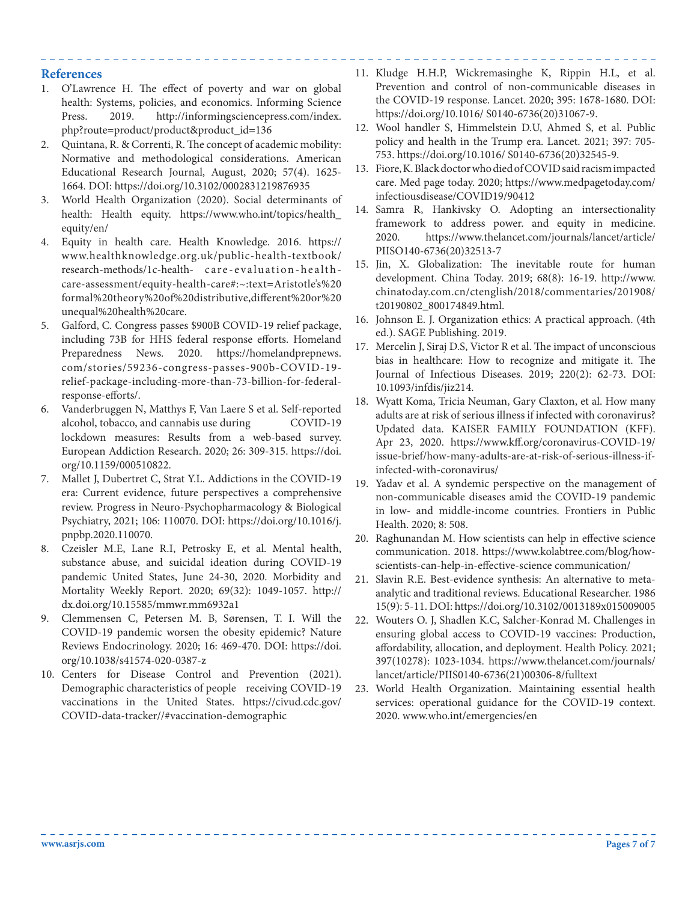## References

1. O'Lawrence H. The effect of poverty and war on global health: Systems, policies, and economics. Informing Science Press. 2019. http://informingsciencepress.com/index.php?route=product/product&product_id=136
2. Quintana, R. & Correnti, R. The concept of academic mobility: Normative and methodological considerations. American Educational Research Journal, August, 2020; 57(4). 1625-1664. DOI: https://doi.org/10.3102/0002831219876935
3. World Health Organization (2020). Social determinants of health: Health equity. https://www.who.int/topics/health_equity/en/
4. Equity in health care. Health Knowledge. 2016. https://www.healthknowledge.org.uk/public-health-textbook/research-methods/1c-health- care-evaluation-health-care-assessment/equity-health-care#:~:text=Aristotle's%20formal%20theory%20of%20distributive,different%20or%20unequal%20health%20care.
5. Galford, C. Congress passes $900B COVID-19 relief package, including 73B for HHS federal response efforts. Homeland Preparedness News. 2020. https://homelandprepnews.com/stories/59236-congress-passes-900b-COVID-19-relief-package-including-more-than-73-billion-for-federal-response-efforts/.
6. Vanderbruggen N, Matthys F, Van Laere S et al. Self-reported alcohol, tobacco, and cannabis use during COVID-19 lockdown measures: Results from a web-based survey. European Addiction Research. 2020; 26: 309-315. https://doi.org/10.1159/000510822.
7. Mallet J, Dubertret C, Strat Y.L. Addictions in the COVID-19 era: Current evidence, future perspectives a comprehensive review. Progress in Neuro-Psychopharmacology & Biological Psychiatry, 2021; 106: 110070. DOI: https://doi.org/10.1016/j.pnpbp.2020.110070.
8. Czeisler M.E, Lane R.I, Petrosky E, et al. Mental health, substance abuse, and suicidal ideation during COVID-19 pandemic United States, June 24-30, 2020. Morbidity and Mortality Weekly Report. 2020; 69(32): 1049-1057. http://dx.doi.org/10.15585/mmwr.mm6932a1
9. Clemmensen C, Petersen M. B, Sørensen, T. I. Will the COVID-19 pandemic worsen the obesity epidemic? Nature Reviews Endocrinology. 2020; 16: 469-470. DOI: https://doi.org/10.1038/s41574-020-0387-z
10. Centers for Disease Control and Prevention (2021). Demographic characteristics of people receiving COVID-19 vaccinations in the United States. https://civud.cdc.gov/COVID-data-tracker//#vaccination-demographic
11. Kludge H.H.P, Wickremasinghe K, Rippin H.L, et al. Prevention and control of non-communicable diseases in the COVID-19 response. Lancet. 2020; 395: 1678-1680. DOI: https://doi.org/10.1016/ S0140-6736(20)31067-9.
12. Wool handler S, Himmelstein D.U, Ahmed S, et al. Public policy and health in the Trump era. Lancet. 2021; 397: 705-753. https://doi.org/10.1016/ S0140-6736(20)32545-9.
13. Fiore, K. Black doctor who died of COVID said racism impacted care. Med page today. 2020; https://www.medpagetoday.com/infectiousdisease/COVID19/90412
14. Samra R, Hankivsky O. Adopting an intersectionality framework to address power. and equity in medicine. 2020. https://www.thelancet.com/journals/lancet/article/PIISO140-6736(20)32513-7
15. Jin, X. Globalization: The inevitable route for human development. China Today. 2019; 68(8): 16-19. http://www.chinatoday.com.cn/ctenglish/2018/commentaries/201908/t20190802_800174849.html.
16. Johnson E. J. Organization ethics: A practical approach. (4th ed.). SAGE Publishing. 2019.
17. Mercelin J, Siraj D.S, Victor R et al. The impact of unconscious bias in healthcare: How to recognize and mitigate it. The Journal of Infectious Diseases. 2019; 220(2): 62-73. DOI: 10.1093/infdis/jiz214.
18. Wyatt Koma, Tricia Neuman, Gary Claxton, et al. How many adults are at risk of serious illness if infected with coronavirus? Updated data. KAISER FAMILY FOUNDATION (KFF). Apr 23, 2020. https://www.kff.org/coronavirus-COVID-19/issue-brief/how-many-adults-are-at-risk-of-serious-illness-if-infected-with-coronavirus/
19. Yadav et al. A syndemic perspective on the management of non-communicable diseases amid the COVID-19 pandemic in low- and middle-income countries. Frontiers in Public Health. 2020; 8: 508.
20. Raghunandan M. How scientists can help in effective science communication. 2018. https://www.kolabtree.com/blog/how-scientists-can-help-in-effective-science communication/
21. Slavin R.E. Best-evidence synthesis: An alternative to meta-analytic and traditional reviews. Educational Researcher. 1986 15(9): 5-11. DOI: https://doi.org/10.3102/0013189x015009005
22. Wouters O. J, Shadlen K.C, Salcher-Konrad M. Challenges in ensuring global access to COVID-19 vaccines: Production, affordability, allocation, and deployment. Health Policy. 2021; 397(10278): 1023-1034. https://www.thelancet.com/journals/lancet/article/PIIS0140-6736(21)00306-8/fulltext
23. World Health Organization. Maintaining essential health services: operational guidance for the COVID-19 context. 2020. www.who.int/emergencies/en